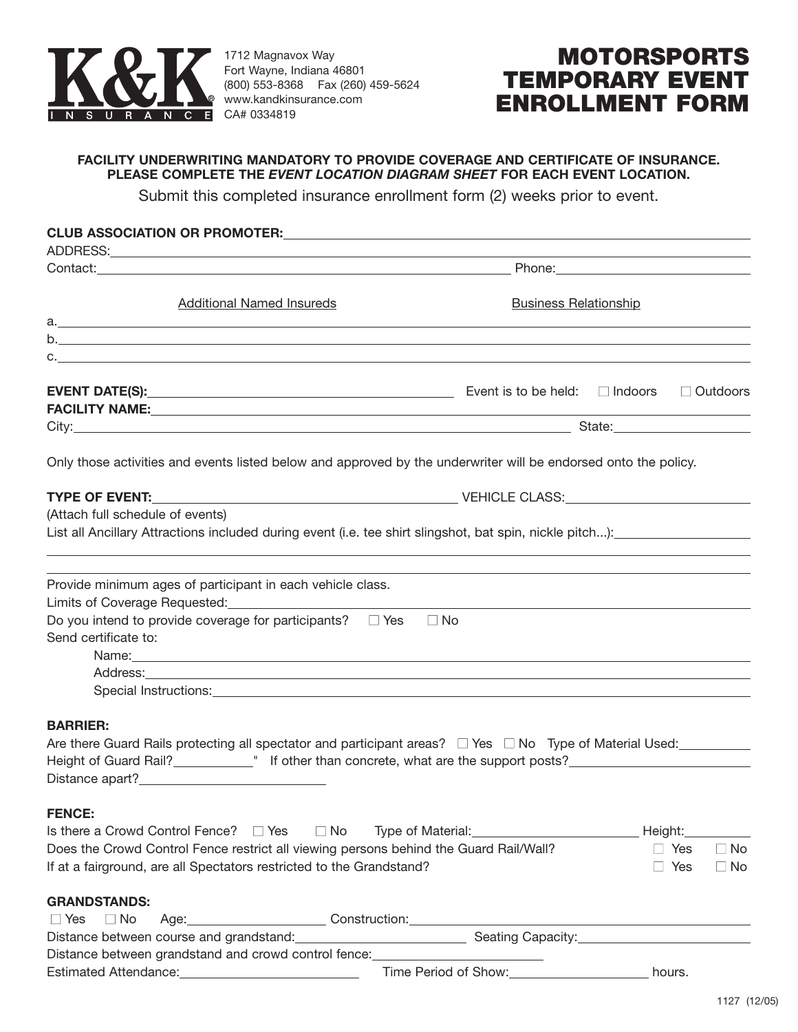**K&K INSURANCE®**

1712 Magnavox Way
Fort Wayne, Indiana 46801
(800) 553-8368 Fax (260) 459-5624
www.kandkinsurance.com
CA# 0334819

# MOTORSPORTS TEMPORARY EVENT ENROLLMENT FORM

**FACILITY UNDERWRITING MANDATORY TO PROVIDE COVERAGE AND CERTIFICATE OF INSURANCE. PLEASE COMPLETE THE *EVENT LOCATION DIAGRAM SHEET* FOR EACH EVENT LOCATION.**

Submit this completed insurance enrollment form (2) weeks prior to event.

**CLUB ASSOCIATION OR PROMOTER:** ______________________________

ADDRESS: ______________________________

Contact: ______________________________ Phone: ______________________________

| Additional Named Insureds | Business Relationship |
|---|---|
| a. | |
| b. | |
| c. | |

**EVENT DATE(S):** ______________________________ Event is to be held: ☐ Indoors ☐ Outdoors

**FACILITY NAME:** ______________________________

City: ______________________________ State: ______________________________

Only those activities and events listed below and approved by the underwriter will be endorsed onto the policy.

**TYPE OF EVENT:** ______________________________ VEHICLE CLASS: ______________________________

(Attach full schedule of events)

List all Ancillary Attractions included during event (i.e. tee shirt slingshot, bat spin, nickle pitch...): ______________________________

Provide minimum ages of participant in each vehicle class.

Limits of Coverage Requested: ______________________________

Do you intend to provide coverage for participants? ☐ Yes ☐ No

Send certificate to:

- Name: ______________________________
- Address: ______________________________
- Special Instructions: ______________________________

**BARRIER:**

Are there Guard Rails protecting all spectator and participant areas? ☐ Yes ☐ No Type of Material Used: __________

Height of Guard Rail? __________" If other than concrete, what are the support posts? ______________________________

Distance apart? ______________________________

**FENCE:**

Is there a Crowd Control Fence? ☐ Yes ☐ No Type of Material: ______________________________ Height: __________

Does the Crowd Control Fence restrict all viewing persons behind the Guard Rail/Wall? ☐ Yes ☐ No

If at a fairground, are all Spectators restricted to the Grandstand? ☐ Yes ☐ No

**GRANDSTANDS:**

☐ Yes ☐ No Age: __________ Construction: ______________________________

Distance between course and grandstand: ______________________________ Seating Capacity: ______________________________

Distance between grandstand and crowd control fence: ______________________________

Estimated Attendance: ______________________________ Time Period of Show: __________ hours.

1127 (12/05)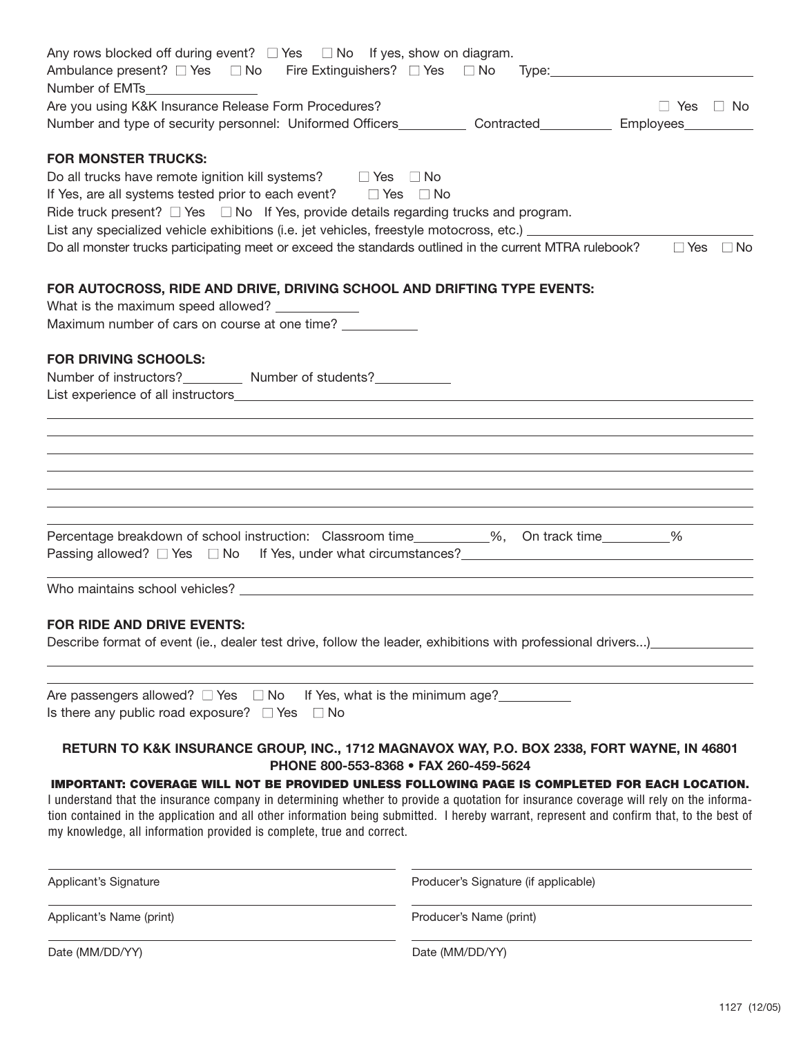Any rows blocked off during event? ☐ Yes ☐ No If yes, show on diagram.

Ambulance present? ☐ Yes ☐ No Fire Extinguishers? ☐ Yes ☐ No Type:\_\_\_\_\_\_\_\_\_\_

Number of EMTs\_\_\_\_\_\_\_\_\_\_

Are you using K&K Insurance Release Form Procedures? ☐ Yes ☐ No

Number and type of security personnel: Uniformed Officers\_\_\_\_\_\_\_\_\_\_ Contracted\_\_\_\_\_\_\_\_\_\_ Employees\_\_\_\_\_\_\_\_\_\_

**FOR MONSTER TRUCKS:**

Do all trucks have remote ignition kill systems? ☐ Yes ☐ No

If Yes, are all systems tested prior to each event? ☐ Yes ☐ No

Ride truck present? ☐ Yes ☐ No If Yes, provide details regarding trucks and program.

List any specialized vehicle exhibitions (i.e. jet vehicles, freestyle motocross, etc.) \_\_\_\_\_\_\_\_\_\_

Do all monster trucks participating meet or exceed the standards outlined in the current MTRA rulebook? ☐ Yes ☐ No

**FOR AUTOCROSS, RIDE AND DRIVE, DRIVING SCHOOL AND DRIFTING TYPE EVENTS:**

What is the maximum speed allowed? \_\_\_\_\_\_\_\_\_\_

Maximum number of cars on course at one time? \_\_\_\_\_\_\_\_\_\_

**FOR DRIVING SCHOOLS:**

Number of instructors?\_\_\_\_\_\_\_\_\_\_ Number of students?\_\_\_\_\_\_\_\_\_\_

List experience of all instructors\_\_\_\_\_\_\_\_\_\_

Percentage breakdown of school instruction: Classroom time\_\_\_\_\_\_\_\_\_\_%, On track time\_\_\_\_\_\_\_\_\_\_%

Passing allowed? ☐ Yes ☐ No If Yes, under what circumstances?\_\_\_\_\_\_\_\_\_\_

Who maintains school vehicles? \_\_\_\_\_\_\_\_\_\_

**FOR RIDE AND DRIVE EVENTS:**

Describe format of event (ie., dealer test drive, follow the leader, exhibitions with professional drivers...)\_\_\_\_\_\_\_\_\_\_

Are passengers allowed? ☐ Yes ☐ No If Yes, what is the minimum age?\_\_\_\_\_\_\_\_\_\_

Is there any public road exposure? ☐ Yes ☐ No

**RETURN TO K&K INSURANCE GROUP, INC., 1712 MAGNAVOX WAY, P.O. BOX 2338, FORT WAYNE, IN 46801**
**PHONE 800-553-8368 • FAX 260-459-5624**

**IMPORTANT: COVERAGE WILL NOT BE PROVIDED UNLESS FOLLOWING PAGE IS COMPLETED FOR EACH LOCATION.**

I understand that the insurance company in determining whether to provide a quotation for insurance coverage will rely on the information contained in the application and all other information being submitted. I hereby warrant, represent and confirm that, to the best of my knowledge, all information provided is complete, true and correct.

\_\_\_\_\_\_\_\_\_\_
Applicant's Signature

\_\_\_\_\_\_\_\_\_\_
Producer's Signature (if applicable)

\_\_\_\_\_\_\_\_\_\_
Applicant's Name (print)

\_\_\_\_\_\_\_\_\_\_
Producer's Name (print)

\_\_\_\_\_\_\_\_\_\_
Date (MM/DD/YY)

\_\_\_\_\_\_\_\_\_\_
Date (MM/DD/YY)

1127 (12/05)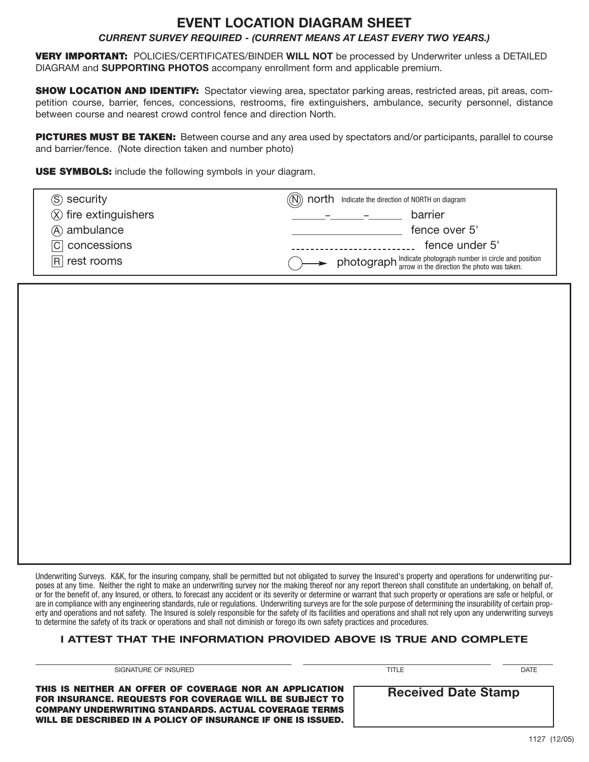# EVENT LOCATION DIAGRAM SHEET

***CURRENT SURVEY REQUIRED - (CURRENT MEANS AT LEAST EVERY TWO YEARS.)***

**VERY IMPORTANT:** POLICIES/CERTIFICATES/BINDER **WILL NOT** be processed by Underwriter unless a DETAILED DIAGRAM and **SUPPORTING PHOTOS** accompany enrollment form and applicable premium.

**SHOW LOCATION AND IDENTIFY:** Spectator viewing area, spectator parking areas, restricted areas, pit areas, competition course, barrier, fences, concessions, restrooms, fire extinguishers, ambulance, security personnel, distance between course and nearest crowd control fence and direction North.

**PICTURES MUST BE TAKEN:** Between course and any area used by spectators and/or participants, parallel to course and barrier/fence. (Note direction taken and number photo)

**USE SYMBOLS:** include the following symbols in your diagram.

| | |
|---|---|
| Ⓢ security | Ⓝ north Indicate the direction of NORTH on diagram |
| Ⓧ fire extinguishers | ______–______–______ barrier |
| Ⓐ ambulance | ____________________ fence over 5' |
| [C] concessions | ------------------------- fence under 5' |
| [R] rest rooms | ◯⟶ photograph Indicate photograph number in circle and position arrow in the direction the photo was taken. |

Underwriting Surveys. K&K, for the insuring company, shall be permitted but not obligated to survey the Insured's property and operations for underwriting purposes at any time. Neither the right to make an underwriting survey nor the making thereof nor any report thereon shall constitute an undertaking, on behalf of, or for the benefit of, any Insured, or others, to forecast any accident or its severity or determine or warrant that such property or operations are safe or helpful, or are in compliance with any engineering standards, rule or regulations. Underwriting surveys are for the sole purpose of determining the insurability of certain property and operations and not safety. The Insured is solely responsible for the safety of its facilities and operations and shall not rely upon any underwriting surveys to determine the safety of its track or operations and shall not diminish or forego its own safety practices and procedures.

**I ATTEST THAT THE INFORMATION PROVIDED ABOVE IS TRUE AND COMPLETE**

SIGNATURE OF INSURED ____________________ TITLE ____________________ DATE __________

**THIS IS NEITHER AN OFFER OF COVERAGE NOR AN APPLICATION FOR INSURANCE. REQUESTS FOR COVERAGE WILL BE SUBJECT TO COMPANY UNDERWRITING STANDARDS. ACTUAL COVERAGE TERMS WILL BE DESCRIBED IN A POLICY OF INSURANCE IF ONE IS ISSUED.**

**Received Date Stamp**

1127 (12/05)